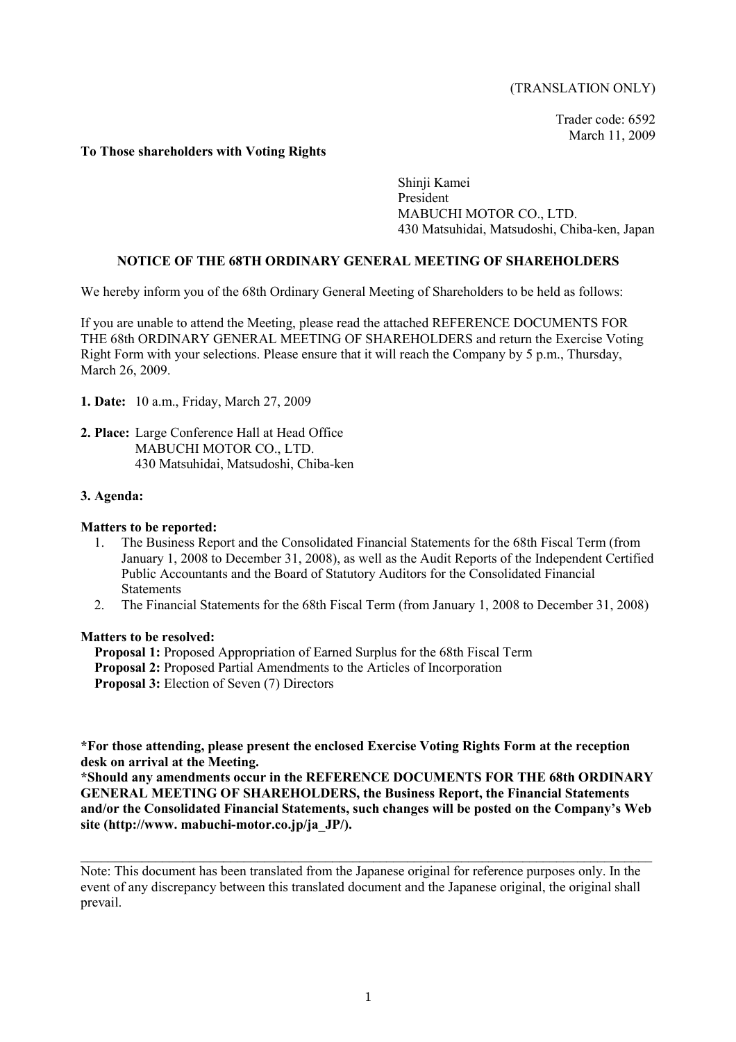(TRANSLATION ONLY)

Trader code: 6592
March 11, 2009

**To Those shareholders with Voting Rights**

Shinji Kamei
President
MABUCHI MOTOR CO., LTD.
430 Matsuhidai, Matsudoshi, Chiba-ken, Japan

## NOTICE OF THE 68TH ORDINARY GENERAL MEETING OF SHAREHOLDERS

We hereby inform you of the 68th Ordinary General Meeting of Shareholders to be held as follows:

If you are unable to attend the Meeting, please read the attached REFERENCE DOCUMENTS FOR THE 68th ORDINARY GENERAL MEETING OF SHAREHOLDERS and return the Exercise Voting Right Form with your selections. Please ensure that it will reach the Company by 5 p.m., Thursday, March 26, 2009.

**1. Date:** 10 a.m., Friday, March 27, 2009

**2. Place:** Large Conference Hall at Head Office
MABUCHI MOTOR CO., LTD.
430 Matsuhidai, Matsudoshi, Chiba-ken

**3. Agenda:**

**Matters to be reported:**

1. The Business Report and the Consolidated Financial Statements for the 68th Fiscal Term (from January 1, 2008 to December 31, 2008), as well as the Audit Reports of the Independent Certified Public Accountants and the Board of Statutory Auditors for the Consolidated Financial Statements
2. The Financial Statements for the 68th Fiscal Term (from January 1, 2008 to December 31, 2008)

**Matters to be resolved:**

**Proposal 1:** Proposed Appropriation of Earned Surplus for the 68th Fiscal Term
**Proposal 2:** Proposed Partial Amendments to the Articles of Incorporation
**Proposal 3:** Election of Seven (7) Directors

**\*For those attending, please present the enclosed Exercise Voting Rights Form at the reception desk on arrival at the Meeting.**
**\*Should any amendments occur in the REFERENCE DOCUMENTS FOR THE 68th ORDINARY GENERAL MEETING OF SHAREHOLDERS, the Business Report, the Financial Statements and/or the Consolidated Financial Statements, such changes will be posted on the Company's Web site (http://www. mabuchi-motor.co.jp/ja_JP/).**

---

Note: This document has been translated from the Japanese original for reference purposes only. In the event of any discrepancy between this translated document and the Japanese original, the original shall prevail.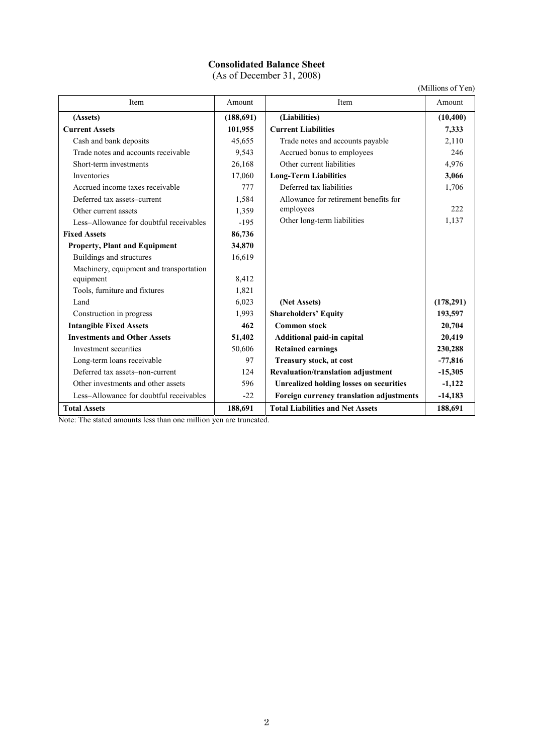# Consolidated Balance Sheet

(As of December 31, 2008)

(Millions of Yen)

| Item | Amount | Item | Amount |
|---|---|---|---|
| **(Assets)** | **(188,691)** | **(Liabilities)** | **(10,400)** |
| **Current Assets** | **101,955** | **Current Liabilities** | **7,333** |
| Cash and bank deposits | 45,655 | Trade notes and accounts payable | 2,110 |
| Trade notes and accounts receivable | 9,543 | Accrued bonus to employees | 246 |
| Short-term investments | 26,168 | Other current liabilities | 4,976 |
| Inventories | 17,060 | **Long-Term Liabilities** | **3,066** |
| Accrued income taxes receivable | 777 | Deferred tax liabilities | 1,706 |
| Deferred tax assets–current | 1,584 | Allowance for retirement benefits for employees | 222 |
| Other current assets | 1,359 | | |
| Less–Allowance for doubtful receivables | -195 | Other long-term liabilities | 1,137 |
| **Fixed Assets** | **86,736** | | |
| **Property, Plant and Equipment** | **34,870** | | |
| Buildings and structures | 16,619 | | |
| Machinery, equipment and transportation equipment | 8,412 | | |
| Tools, furniture and fixtures | 1,821 | | |
| Land | 6,023 | **(Net Assets)** | **(178,291)** |
| Construction in progress | 1,993 | **Shareholders' Equity** | **193,597** |
| **Intangible Fixed Assets** | **462** | **Common stock** | **20,704** |
| **Investments and Other Assets** | **51,402** | **Additional paid-in capital** | **20,419** |
| Investment securities | 50,606 | **Retained earnings** | **230,288** |
| Long-term loans receivable | 97 | **Treasury stock, at cost** | **-77,816** |
| Deferred tax assets–non-current | 124 | **Revaluation/translation adjustment** | **-15,305** |
| Other investments and other assets | 596 | **Unrealized holding losses on securities** | **-1,122** |
| Less–Allowance for doubtful receivables | -22 | **Foreign currency translation adjustments** | **-14,183** |
| **Total Assets** | **188,691** | **Total Liabilities and Net Assets** | **188,691** |

Note: The stated amounts less than one million yen are truncated.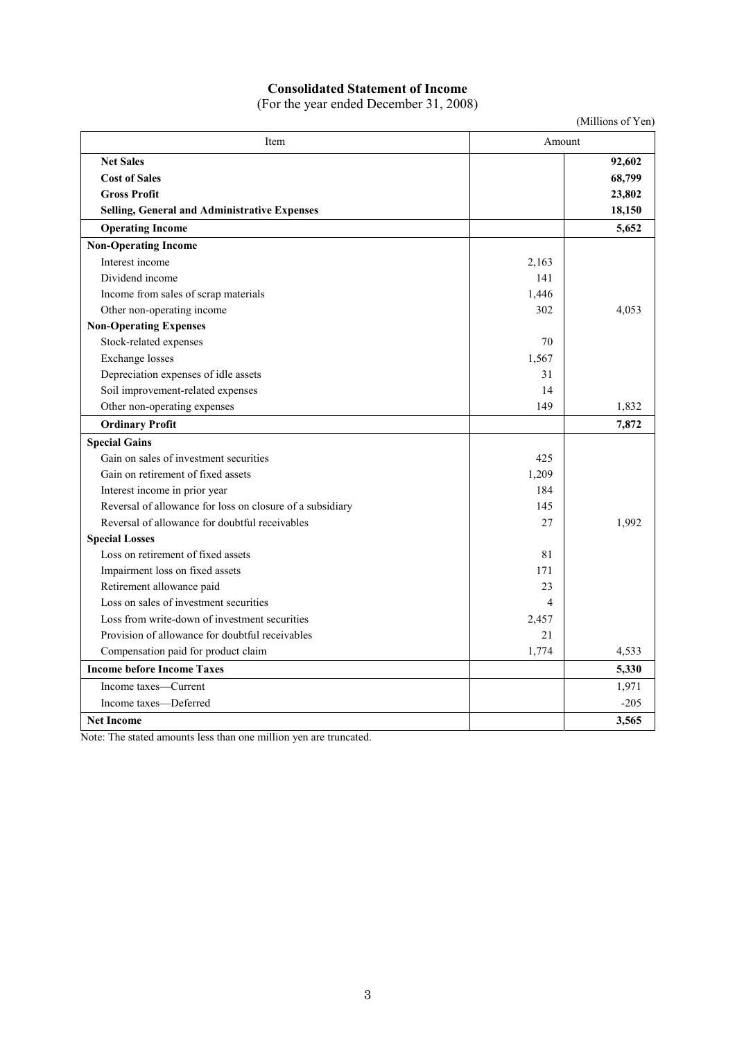# Consolidated Statement of Income

(For the year ended December 31, 2008)

(Millions of Yen)

| Item | Amount | |
|---|---|---|
| **Net Sales** | | **92,602** |
| **Cost of Sales** | | **68,799** |
| **Gross Profit** | | **23,802** |
| **Selling, General and Administrative Expenses** | | **18,150** |
| **Operating Income** | | **5,652** |
| **Non-Operating Income** | | |
| Interest income | 2,163 | |
| Dividend income | 141 | |
| Income from sales of scrap materials | 1,446 | |
| Other non-operating income | 302 | 4,053 |
| **Non-Operating Expenses** | | |
| Stock-related expenses | 70 | |
| Exchange losses | 1,567 | |
| Depreciation expenses of idle assets | 31 | |
| Soil improvement-related expenses | 14 | |
| Other non-operating expenses | 149 | 1,832 |
| **Ordinary Profit** | | **7,872** |
| **Special Gains** | | |
| Gain on sales of investment securities | 425 | |
| Gain on retirement of fixed assets | 1,209 | |
| Interest income in prior year | 184 | |
| Reversal of allowance for loss on closure of a subsidiary | 145 | |
| Reversal of allowance for doubtful receivables | 27 | 1,992 |
| **Special Losses** | | |
| Loss on retirement of fixed assets | 81 | |
| Impairment loss on fixed assets | 171 | |
| Retirement allowance paid | 23 | |
| Loss on sales of investment securities | 4 | |
| Loss from write-down of investment securities | 2,457 | |
| Provision of allowance for doubtful receivables | 21 | |
| Compensation paid for product claim | 1,774 | 4,533 |
| **Income before Income Taxes** | | **5,330** |
| Income taxes—Current | | 1,971 |
| Income taxes—Deferred | | -205 |
| **Net Income** | | **3,565** |

Note: The stated amounts less than one million yen are truncated.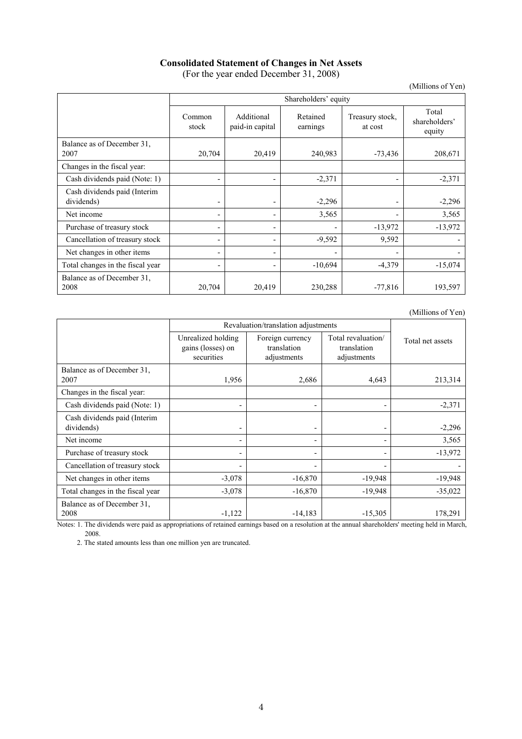**Consolidated Statement of Changes in Net Assets**

(For the year ended December 31, 2008)

(Millions of Yen)

| | Shareholders' equity | | | | |
|---|---|---|---|---|---|
| | Common stock | Additional paid-in capital | Retained earnings | Treasury stock, at cost | Total shareholders' equity |
| Balance as of December 31, 2007 | 20,704 | 20,419 | 240,983 | -73,436 | 208,671 |
| Changes in the fiscal year: | | | | | |
| Cash dividends paid (Note: 1) | - | - | -2,371 | - | -2,371 |
| Cash dividends paid (Interim dividends) | - | - | -2,296 | - | -2,296 |
| Net income | - | - | 3,565 | - | 3,565 |
| Purchase of treasury stock | - | - | - | -13,972 | -13,972 |
| Cancellation of treasury stock | - | - | -9,592 | 9,592 | - |
| Net changes in other items | - | - | - | - | - |
| Total changes in the fiscal year | - | - | -10,694 | -4,379 | -15,074 |
| Balance as of December 31, 2008 | 20,704 | 20,419 | 230,288 | -77,816 | 193,597 |

(Millions of Yen)

| | Revaluation/translation adjustments | | | Total net assets |
|---|---|---|---|---|
| | Unrealized holding gains (losses) on securities | Foreign currency translation adjustments | Total revaluation/ translation adjustments | |
| Balance as of December 31, 2007 | 1,956 | 2,686 | 4,643 | 213,314 |
| Changes in the fiscal year: | | | | |
| Cash dividends paid (Note: 1) | - | - | - | -2,371 |
| Cash dividends paid (Interim dividends) | - | - | - | -2,296 |
| Net income | - | - | - | 3,565 |
| Purchase of treasury stock | - | - | - | -13,972 |
| Cancellation of treasury stock | - | - | - | - |
| Net changes in other items | -3,078 | -16,870 | -19,948 | -19,948 |
| Total changes in the fiscal year | -3,078 | -16,870 | -19,948 | -35,022 |
| Balance as of December 31, 2008 | -1,122 | -14,183 | -15,305 | 178,291 |

Notes: 1. The dividends were paid as appropriations of retained earnings based on a resolution at the annual shareholders' meeting held in March, 2008.

2. The stated amounts less than one million yen are truncated.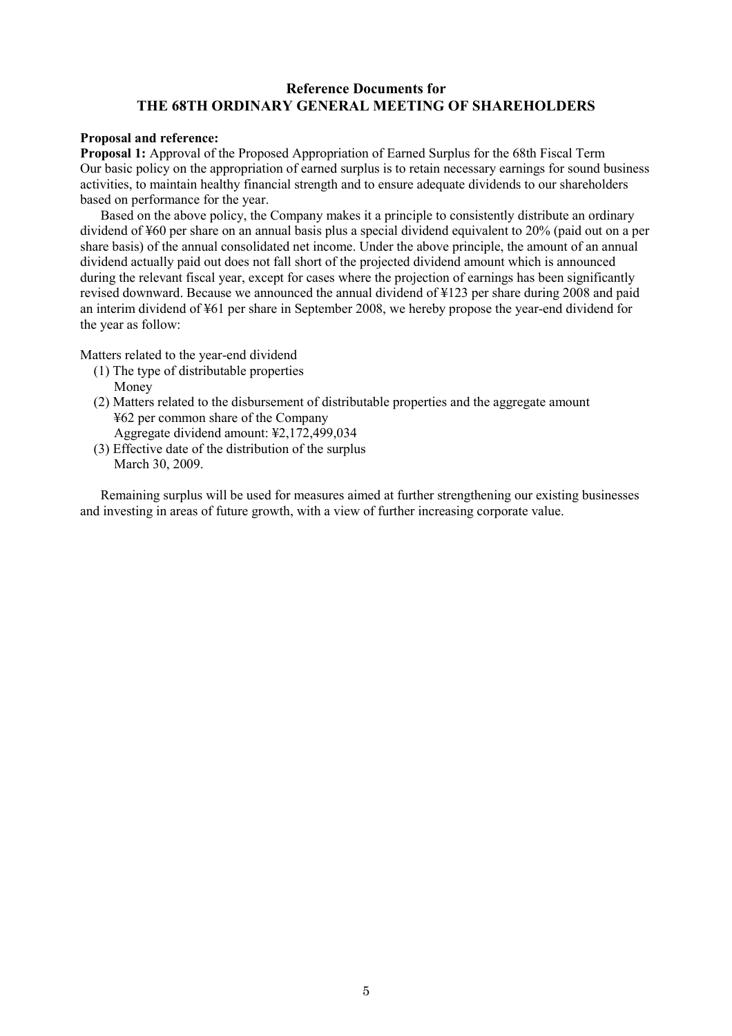## Reference Documents for THE 68TH ORDINARY GENERAL MEETING OF SHAREHOLDERS

**Proposal and reference:**

**Proposal 1:** Approval of the Proposed Appropriation of Earned Surplus for the 68th Fiscal Term

Our basic policy on the appropriation of earned surplus is to retain necessary earnings for sound business activities, to maintain healthy financial strength and to ensure adequate dividends to our shareholders based on performance for the year.

Based on the above policy, the Company makes it a principle to consistently distribute an ordinary dividend of ¥60 per share on an annual basis plus a special dividend equivalent to 20% (paid out on a per share basis) of the annual consolidated net income. Under the above principle, the amount of an annual dividend actually paid out does not fall short of the projected dividend amount which is announced during the relevant fiscal year, except for cases where the projection of earnings has been significantly revised downward. Because we announced the annual dividend of ¥123 per share during 2008 and paid an interim dividend of ¥61 per share in September 2008, we hereby propose the year-end dividend for the year as follow:

Matters related to the year-end dividend

(1) The type of distributable properties
Money

(2) Matters related to the disbursement of distributable properties and the aggregate amount
¥62 per common share of the Company
Aggregate dividend amount: ¥2,172,499,034

(3) Effective date of the distribution of the surplus
March 30, 2009.

Remaining surplus will be used for measures aimed at further strengthening our existing businesses and investing in areas of future growth, with a view of further increasing corporate value.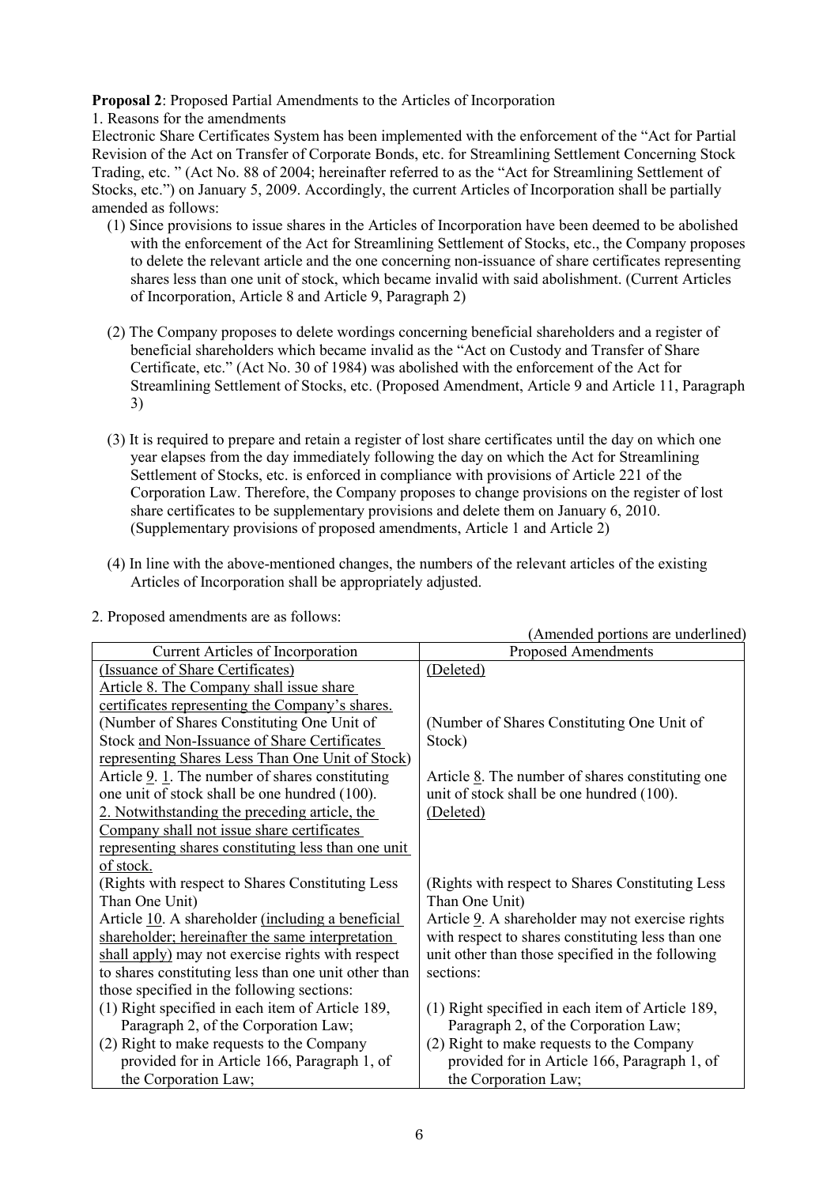**Proposal 2**: Proposed Partial Amendments to the Articles of Incorporation

1. Reasons for the amendments

Electronic Share Certificates System has been implemented with the enforcement of the "Act for Partial Revision of the Act on Transfer of Corporate Bonds, etc. for Streamlining Settlement Concerning Stock Trading, etc. " (Act No. 88 of 2004; hereinafter referred to as the "Act for Streamlining Settlement of Stocks, etc.") on January 5, 2009. Accordingly, the current Articles of Incorporation shall be partially amended as follows:

(1) Since provisions to issue shares in the Articles of Incorporation have been deemed to be abolished with the enforcement of the Act for Streamlining Settlement of Stocks, etc., the Company proposes to delete the relevant article and the one concerning non-issuance of share certificates representing shares less than one unit of stock, which became invalid with said abolishment. (Current Articles of Incorporation, Article 8 and Article 9, Paragraph 2)

(2) The Company proposes to delete wordings concerning beneficial shareholders and a register of beneficial shareholders which became invalid as the "Act on Custody and Transfer of Share Certificate, etc." (Act No. 30 of 1984) was abolished with the enforcement of the Act for Streamlining Settlement of Stocks, etc. (Proposed Amendment, Article 9 and Article 11, Paragraph 3)

(3) It is required to prepare and retain a register of lost share certificates until the day on which one year elapses from the day immediately following the day on which the Act for Streamlining Settlement of Stocks, etc. is enforced in compliance with provisions of Article 221 of the Corporation Law. Therefore, the Company proposes to change provisions on the register of lost share certificates to be supplementary provisions and delete them on January 6, 2010. (Supplementary provisions of proposed amendments, Article 1 and Article 2)

(4) In line with the above-mentioned changes, the numbers of the relevant articles of the existing Articles of Incorporation shall be appropriately adjusted.

2. Proposed amendments are as follows:

(Amended portions are underlined)

| Current Articles of Incorporation | Proposed Amendments |
|---|---|
| <u>(Issuance of Share Certificates)</u><br><u>Article 8. The Company shall issue share certificates representing the Company's shares.</u> | <u>(Deleted)</u> |
| (Number of Shares Constituting One Unit of Stock <u>and Non-Issuance of Share Certificates representing Shares Less Than One Unit of Stock</u>)<br>Article <u>9</u>. <u>1</u>. The number of shares constituting one unit of stock shall be one hundred (100). | (Number of Shares Constituting One Unit of Stock)<br>Article <u>8</u>. The number of shares constituting one unit of stock shall be one hundred (100). |
| <u>2. Notwithstanding the preceding article, the Company shall not issue share certificates representing shares constituting less than one unit of stock.</u> | <u>(Deleted)</u> |
| (Rights with respect to Shares Constituting Less Than One Unit)<br>Article <u>10</u>. A shareholder <u>(including a beneficial shareholder; hereinafter the same interpretation shall apply)</u> may not exercise rights with respect to shares constituting less than one unit other than those specified in the following sections:<br>(1) Right specified in each item of Article 189, Paragraph 2, of the Corporation Law;<br>(2) Right to make requests to the Company provided for in Article 166, Paragraph 1, of the Corporation Law; | (Rights with respect to Shares Constituting Less Than One Unit)<br>Article <u>9</u>. A shareholder may not exercise rights with respect to shares constituting less than one unit other than those specified in the following sections:<br>(1) Right specified in each item of Article 189, Paragraph 2, of the Corporation Law;<br>(2) Right to make requests to the Company provided for in Article 166, Paragraph 1, of the Corporation Law; |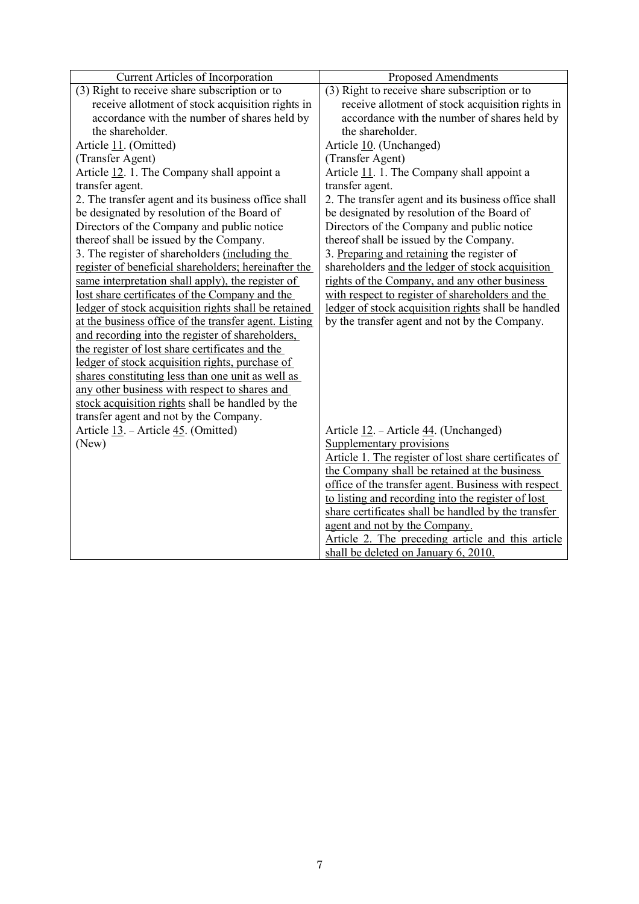| Current Articles of Incorporation | Proposed Amendments |
|---|---|
| (3) Right to receive share subscription or to receive allotment of stock acquisition rights in accordance with the number of shares held by the shareholder. | (3) Right to receive share subscription or to receive allotment of stock acquisition rights in accordance with the number of shares held by the shareholder. |
| Article <u>11</u>. (Omitted) | Article <u>10</u>. (Unchanged) |
| (Transfer Agent)<br>Article <u>12</u>. 1. The Company shall appoint a transfer agent.<br>2. The transfer agent and its business office shall be designated by resolution of the Board of Directors of the Company and public notice thereof shall be issued by the Company.<br>3. The register of shareholders <u>(including the register of beneficial shareholders; hereinafter the same interpretation shall apply), the register of lost share certificates of the Company and the ledger of stock acquisition rights shall be retained at the business office of the transfer agent. Listing and recording into the register of shareholders, the register of lost share certificates and the ledger of stock acquisition rights, purchase of shares constituting less than one unit as well as any other business with respect to shares and stock acquisition rights</u> shall be handled by the transfer agent and not by the Company. | (Transfer Agent)<br>Article <u>11</u>. 1. The Company shall appoint a transfer agent.<br>2. The transfer agent and its business office shall be designated by resolution of the Board of Directors of the Company and public notice thereof shall be issued by the Company.<br>3. <u>Preparing and retaining</u> the register of shareholders <u>and the ledger of stock acquisition rights of the Company, and any other business with respect to register of shareholders and the ledger of stock acquisition rights</u> shall be handled by the transfer agent and not by the Company. |
| Article <u>13</u>. – Article <u>45</u>. (Omitted) | Article <u>12</u>. – Article <u>44</u>. (Unchanged) |
| (New) | <u>Supplementary provisions</u><br><u>Article 1. The register of lost share certificates of the Company shall be retained at the business office of the transfer agent. Business with respect to listing and recording into the register of lost share certificates shall be handled by the transfer agent and not by the Company.</u><br><u>Article 2. The preceding article and this article shall be deleted on January 6, 2010.</u> |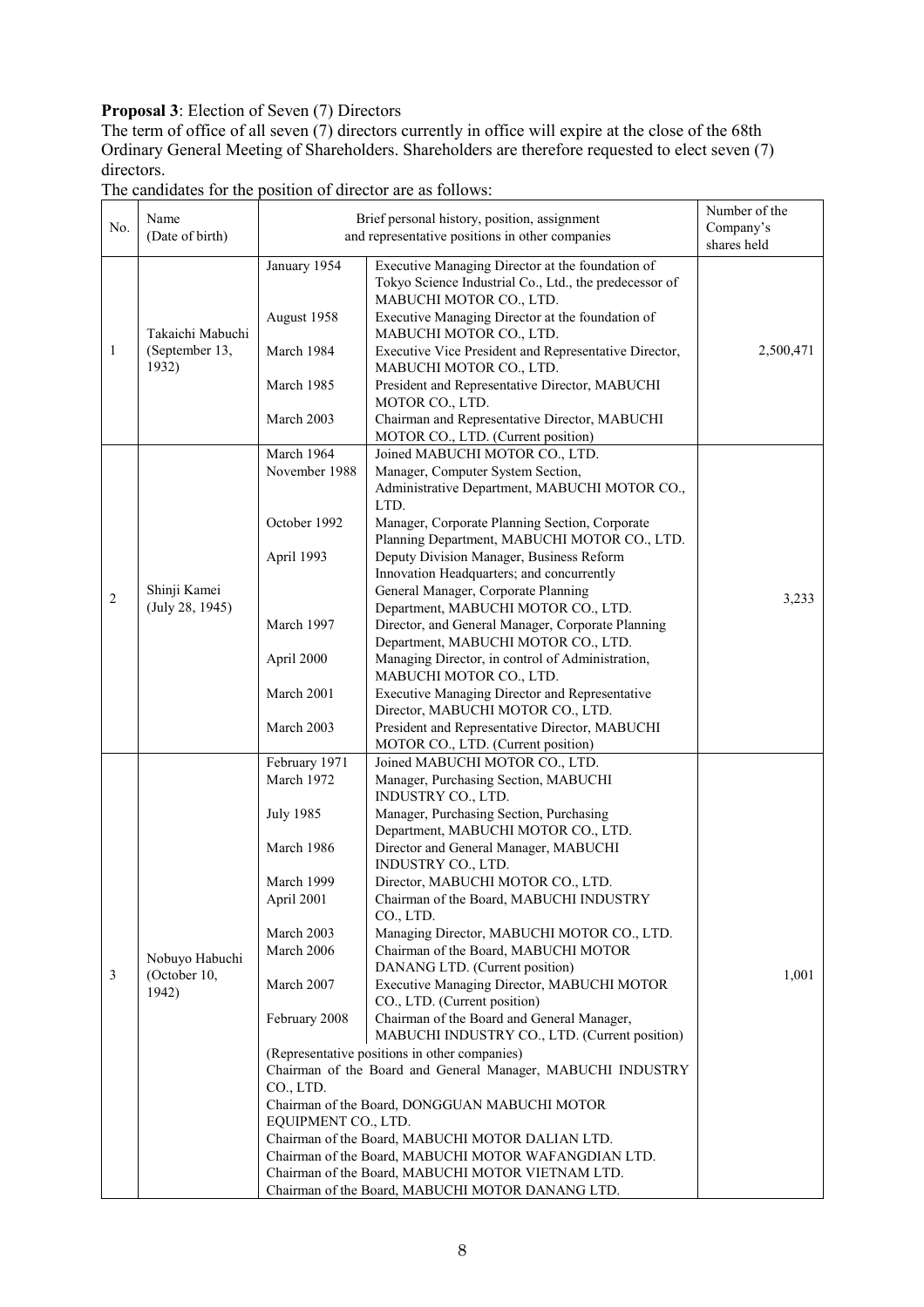**Proposal 3**: Election of Seven (7) Directors

The term of office of all seven (7) directors currently in office will expire at the close of the 68th Ordinary General Meeting of Shareholders. Shareholders are therefore requested to elect seven (7) directors.

The candidates for the position of director are as follows:

| No. | Name (Date of birth) | Brief personal history, position, assignment and representative positions in other companies | | Number of the Company's shares held |
|---|---|---|---|---|
| 1 | Takaichi Mabuchi (September 13, 1932) | January 1954 | Executive Managing Director at the foundation of Tokyo Science Industrial Co., Ltd., the predecessor of MABUCHI MOTOR CO., LTD. | 2,500,471 |
| | | August 1958 | Executive Managing Director at the foundation of MABUCHI MOTOR CO., LTD. | |
| | | March 1984 | Executive Vice President and Representative Director, MABUCHI MOTOR CO., LTD. | |
| | | March 1985 | President and Representative Director, MABUCHI MOTOR CO., LTD. | |
| | | March 2003 | Chairman and Representative Director, MABUCHI MOTOR CO., LTD. (Current position) | |
| 2 | Shinji Kamei (July 28, 1945) | March 1964 | Joined MABUCHI MOTOR CO., LTD. | 3,233 |
| | | November 1988 | Manager, Computer System Section, Administrative Department, MABUCHI MOTOR CO., LTD. | |
| | | October 1992 | Manager, Corporate Planning Section, Corporate Planning Department, MABUCHI MOTOR CO., LTD. | |
| | | April 1993 | Deputy Division Manager, Business Reform Innovation Headquarters; and concurrently General Manager, Corporate Planning Department, MABUCHI MOTOR CO., LTD. | |
| | | March 1997 | Director, and General Manager, Corporate Planning Department, MABUCHI MOTOR CO., LTD. | |
| | | April 2000 | Managing Director, in control of Administration, MABUCHI MOTOR CO., LTD. | |
| | | March 2001 | Executive Managing Director and Representative Director, MABUCHI MOTOR CO., LTD. | |
| | | March 2003 | President and Representative Director, MABUCHI MOTOR CO., LTD. (Current position) | |
| 3 | Nobuyo Habuchi (October 10, 1942) | February 1971 | Joined MABUCHI MOTOR CO., LTD. | 1,001 |
| | | March 1972 | Manager, Purchasing Section, MABUCHI INDUSTRY CO., LTD. | |
| | | July 1985 | Manager, Purchasing Section, Purchasing Department, MABUCHI MOTOR CO., LTD. | |
| | | March 1986 | Director and General Manager, MABUCHI INDUSTRY CO., LTD. | |
| | | March 1999 | Director, MABUCHI MOTOR CO., LTD. | |
| | | April 2001 | Chairman of the Board, MABUCHI INDUSTRY CO., LTD. | |
| | | March 2003 | Managing Director, MABUCHI MOTOR CO., LTD. | |
| | | March 2006 | Chairman of the Board, MABUCHI MOTOR DANANG LTD. (Current position) | |
| | | March 2007 | Executive Managing Director, MABUCHI MOTOR CO., LTD. (Current position) | |
| | | February 2008 | Chairman of the Board and General Manager, MABUCHI INDUSTRY CO., LTD. (Current position) | |
| | | (Representative positions in other companies)<br>Chairman of the Board and General Manager, MABUCHI INDUSTRY CO., LTD.<br>Chairman of the Board, DONGGUAN MABUCHI MOTOR EQUIPMENT CO., LTD.<br>Chairman of the Board, MABUCHI MOTOR DALIAN LTD.<br>Chairman of the Board, MABUCHI MOTOR WAFANGDIAN LTD.<br>Chairman of the Board, MABUCHI MOTOR VIETNAM LTD.<br>Chairman of the Board, MABUCHI MOTOR DANANG LTD. | | |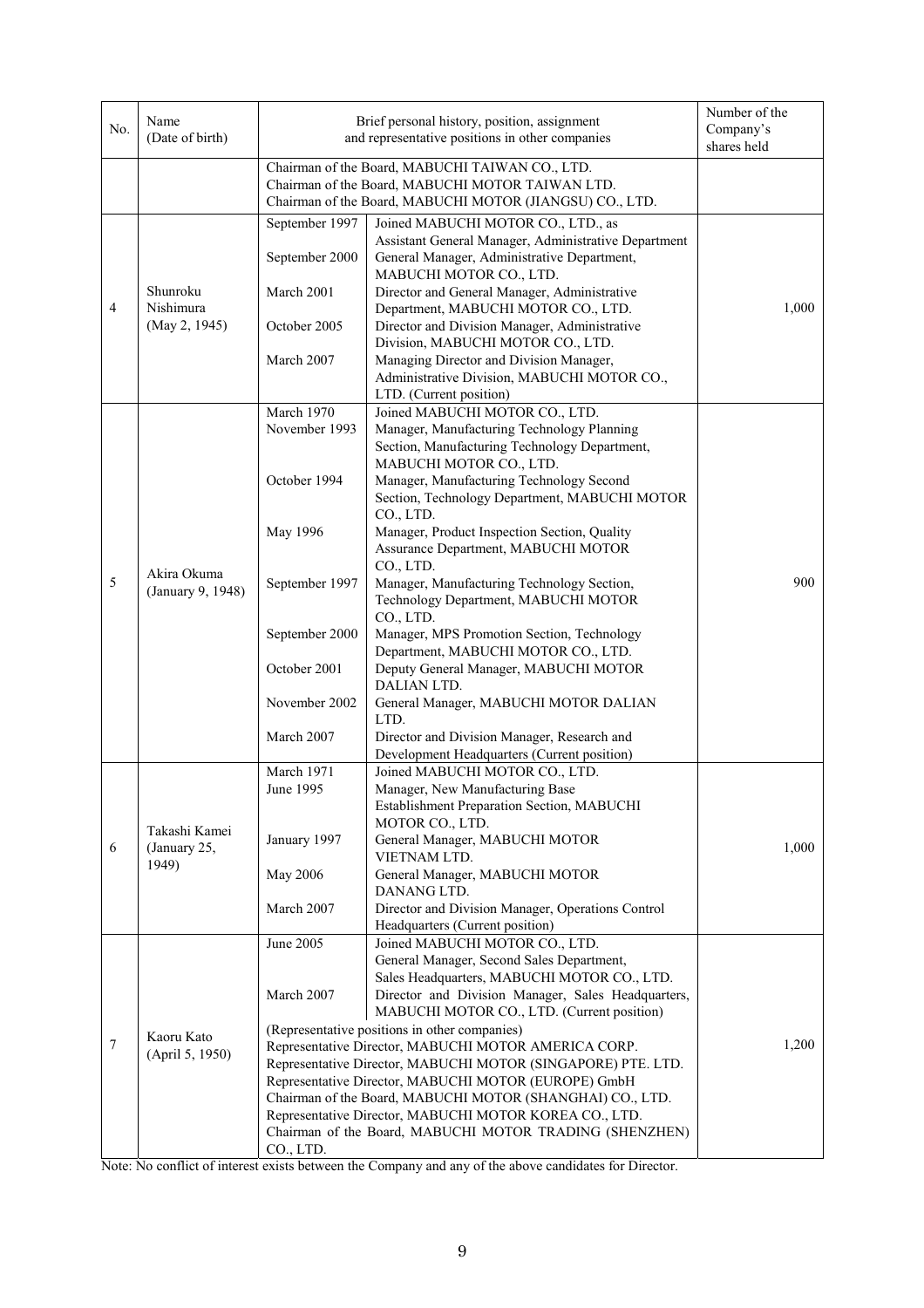| No. | Name (Date of birth) | Brief personal history, position, assignment and representative positions in other companies | | Number of the Company's shares held |
|---|---|---|---|---|
| | | Chairman of the Board, MABUCHI TAIWAN CO., LTD.<br>Chairman of the Board, MABUCHI MOTOR TAIWAN LTD.<br>Chairman of the Board, MABUCHI MOTOR (JIANGSU) CO., LTD. | | |
| 4 | Shunroku Nishimura (May 2, 1945) | September 1997<br><br>September 2000<br><br>March 2001<br><br>October 2005<br><br>March 2007 | Joined MABUCHI MOTOR CO., LTD., as Assistant General Manager, Administrative Department<br>General Manager, Administrative Department, MABUCHI MOTOR CO., LTD.<br>Director and General Manager, Administrative Department, MABUCHI MOTOR CO., LTD.<br>Director and Division Manager, Administrative Division, MABUCHI MOTOR CO., LTD.<br>Managing Director and Division Manager, Administrative Division, MABUCHI MOTOR CO., LTD. (Current position) | 1,000 |
| 5 | Akira Okuma (January 9, 1948) | March 1970<br>November 1993<br><br><br>October 1994<br><br><br>May 1996<br><br><br>September 1997<br><br><br>September 2000<br><br>October 2001<br><br>November 2002<br><br>March 2007 | Joined MABUCHI MOTOR CO., LTD.<br>Manager, Manufacturing Technology Planning Section, Manufacturing Technology Department, MABUCHI MOTOR CO., LTD.<br>Manager, Manufacturing Technology Second Section, Technology Department, MABUCHI MOTOR CO., LTD.<br>Manager, Product Inspection Section, Quality Assurance Department, MABUCHI MOTOR CO., LTD.<br>Manager, Manufacturing Technology Section, Technology Department, MABUCHI MOTOR CO., LTD.<br>Manager, MPS Promotion Section, Technology Department, MABUCHI MOTOR CO., LTD.<br>Deputy General Manager, MABUCHI MOTOR DALIAN LTD.<br>General Manager, MABUCHI MOTOR DALIAN LTD.<br>Director and Division Manager, Research and Development Headquarters (Current position) | 900 |
| 6 | Takashi Kamei (January 25, 1949) | March 1971<br>June 1995<br><br><br>January 1997<br><br>May 2006<br><br>March 2007 | Joined MABUCHI MOTOR CO., LTD.<br>Manager, New Manufacturing Base Establishment Preparation Section, MABUCHI MOTOR CO., LTD.<br>General Manager, MABUCHI MOTOR VIETNAM LTD.<br>General Manager, MABUCHI MOTOR DANANG LTD.<br>Director and Division Manager, Operations Control Headquarters (Current position) | 1,000 |
| 7 | Kaoru Kato (April 5, 1950) | June 2005<br><br><br>March 2007 | Joined MABUCHI MOTOR CO., LTD.<br>General Manager, Second Sales Department, Sales Headquarters, MABUCHI MOTOR CO., LTD.<br>Director and Division Manager, Sales Headquarters, MABUCHI MOTOR CO., LTD. (Current position) | 1,200 |
| | | (Representative positions in other companies)<br>Representative Director, MABUCHI MOTOR AMERICA CORP.<br>Representative Director, MABUCHI MOTOR (SINGAPORE) PTE. LTD.<br>Representative Director, MABUCHI MOTOR (EUROPE) GmbH<br>Chairman of the Board, MABUCHI MOTOR (SHANGHAI) CO., LTD.<br>Representative Director, MABUCHI MOTOR KOREA CO., LTD.<br>Chairman of the Board, MABUCHI MOTOR TRADING (SHENZHEN) CO., LTD. | | |

Note: No conflict of interest exists between the Company and any of the above candidates for Director.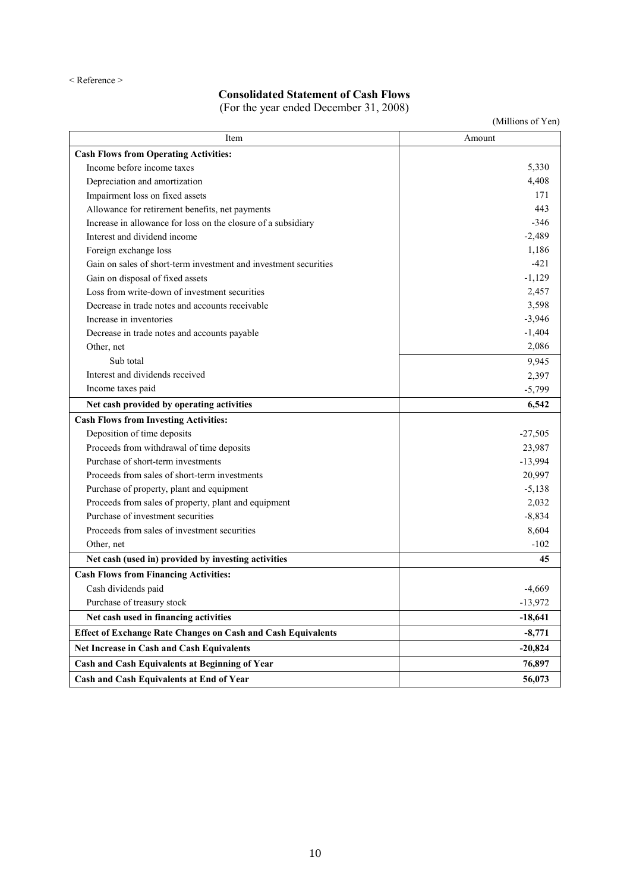< Reference >

# Consolidated Statement of Cash Flows

(For the year ended December 31, 2008)

(Millions of Yen)

| Item | Amount |
| --- | --- |
| **Cash Flows from Operating Activities:** | |
| Income before income taxes | 5,330 |
| Depreciation and amortization | 4,408 |
| Impairment loss on fixed assets | 171 |
| Allowance for retirement benefits, net payments | 443 |
| Increase in allowance for loss on the closure of a subsidiary | -346 |
| Interest and dividend income | -2,489 |
| Foreign exchange loss | 1,186 |
| Gain on sales of short-term investment and investment securities | -421 |
| Gain on disposal of fixed assets | -1,129 |
| Loss from write-down of investment securities | 2,457 |
| Decrease in trade notes and accounts receivable | 3,598 |
| Increase in inventories | -3,946 |
| Decrease in trade notes and accounts payable | -1,404 |
| Other, net | 2,086 |
| Sub total | 9,945 |
| Interest and dividends received | 2,397 |
| Income taxes paid | -5,799 |
| **Net cash provided by operating activities** | **6,542** |
| **Cash Flows from Investing Activities:** | |
| Deposition of time deposits | -27,505 |
| Proceeds from withdrawal of time deposits | 23,987 |
| Purchase of short-term investments | -13,994 |
| Proceeds from sales of short-term investments | 20,997 |
| Purchase of property, plant and equipment | -5,138 |
| Proceeds from sales of property, plant and equipment | 2,032 |
| Purchase of investment securities | -8,834 |
| Proceeds from sales of investment securities | 8,604 |
| Other, net | -102 |
| **Net cash (used in) provided by investing activities** | **45** |
| **Cash Flows from Financing Activities:** | |
| Cash dividends paid | -4,669 |
| Purchase of treasury stock | -13,972 |
| **Net cash used in financing activities** | **-18,641** |
| **Effect of Exchange Rate Changes on Cash and Cash Equivalents** | **-8,771** |
| **Net Increase in Cash and Cash Equivalents** | **-20,824** |
| **Cash and Cash Equivalents at Beginning of Year** | **76,897** |
| **Cash and Cash Equivalents at End of Year** | **56,073** |